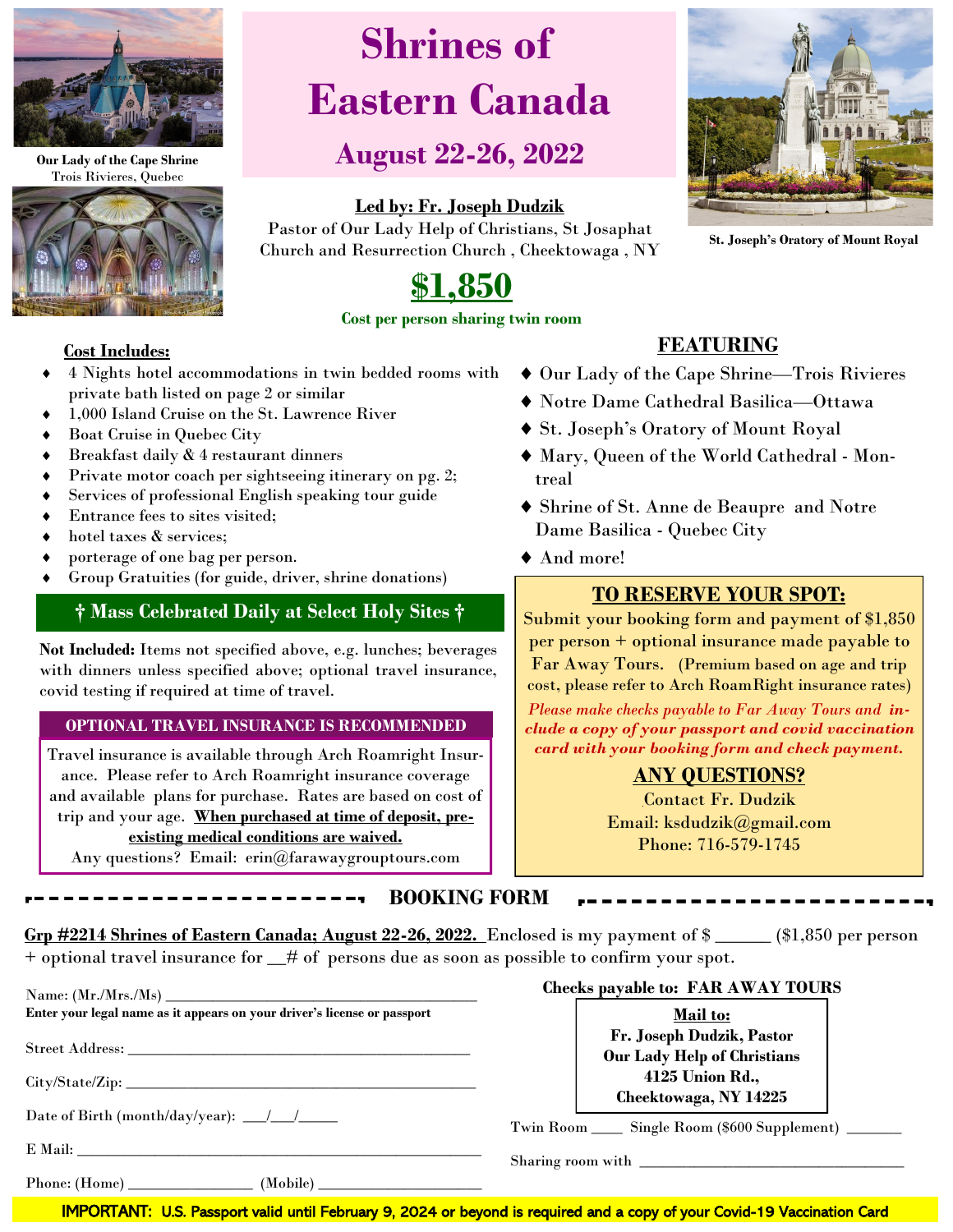Our Lady of the Cape Shrine
Trois Rivieres, Quebec

# Shrines of Eastern Canada

## August 22-26, 2022

**Led by: Fr. Joseph Dudzik**

Pastor of Our Lady Help of Christians, St Josaphat Church and Resurrection Church , Cheektowaga , NY

St. Joseph's Oratory of Mount Royal

## $1,850

**Cost per person sharing twin room**

**Cost Includes:**

- 4 Nights hotel accommodations in twin bedded rooms with private bath listed on page 2 or similar
- 1,000 Island Cruise on the St. Lawrence River
- Boat Cruise in Quebec City
- Breakfast daily & 4 restaurant dinners
- Private motor coach per sightseeing itinerary on pg. 2;
- Services of professional English speaking tour guide
- Entrance fees to sites visited;
- hotel taxes & services;
- porterage of one bag per person.
- Group Gratuities (for guide, driver, shrine donations)

**† Mass Celebrated Daily at Select Holy Sites †**

**Not Included:** Items not specified above, e.g. lunches; beverages with dinners unless specified above; optional travel insurance, covid testing if required at time of travel.

**OPTIONAL TRAVEL INSURANCE IS RECOMMENDED**

Travel insurance is available through Arch Roamright Insurance. Please refer to Arch Roamright insurance coverage and available plans for purchase. Rates are based on cost of trip and your age. **When purchased at time of deposit, pre-existing medical conditions are waived.**

Any questions? Email: erin@farawaygrouptours.com

**FEATURING**

- Our Lady of the Cape Shrine—Trois Rivieres
- Notre Dame Cathedral Basilica—Ottawa
- St. Joseph's Oratory of Mount Royal
- Mary, Queen of the World Cathedral - Montreal
- Shrine of St. Anne de Beaupre and Notre Dame Basilica - Quebec City
- And more!

**TO RESERVE YOUR SPOT:**

Submit your booking form and payment of $1,850 per person + optional insurance made payable to Far Away Tours. (Premium based on age and trip cost, please refer to Arch RoamRight insurance rates)

***Please make checks payable to Far Away Tours and include a copy of your passport and covid vaccination card with your booking form and check payment.***

**ANY QUESTIONS?**

Contact Fr. Dudzik
Email: ksdudzik@gmail.com
Phone: 716-579-1745

## BOOKING FORM

**Grp #2214 Shrines of Eastern Canada; August 22-26, 2022.** Enclosed is my payment of $ ______ ($1,850 per person + optional travel insurance for __# of persons due as soon as possible to confirm your spot.

Name: (Mr./Mrs./Ms) ________________________________________
**Enter your legal name as it appears on your driver's license or passport**

Street Address: ________________________________________

City/State/Zip: ________________________________________

Date of Birth (month/day/year): ___/___/_____

E Mail: ________________________________________

Phone: (Home) ________________ (Mobile) ____________________

**Checks payable to: FAR AWAY TOURS**

**Mail to:**
**Fr. Joseph Dudzik, Pastor**
**Our Lady Help of Christians**
**4125 Union Rd.,**
**Cheektowaga, NY 14225**

Twin Room ____ Single Room ($600 Supplement) _______

Sharing room with ________________________________

IMPORTANT: U.S. Passport valid until February 9, 2024 or beyond is required and a copy of your Covid-19 Vaccination Card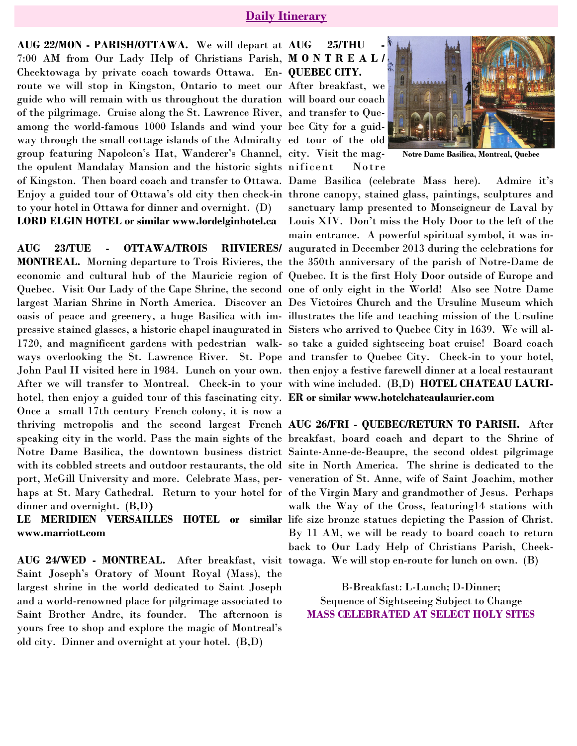## Daily Itinerary

**AUG 22/MON - PARISH/OTTAWA.** We will depart at 7:00 AM from Our Lady Help of Christians Parish, Cheektowaga by private coach towards Ottawa. En-route we will stop in Kingston, Ontario to meet our guide who will remain with us throughout the duration of the pilgrimage. Cruise along the St. Lawrence River, among the world-famous 1000 Islands and wind your way through the small cottage islands of the Admiralty group featuring Napoleon's Hat, Wanderer's Channel, the opulent Mandalay Mansion and the historic sights of Kingston. Then board coach and transfer to Ottawa. Enjoy a guided tour of Ottawa's old city then check-in to your hotel in Ottawa for dinner and overnight. (D)
**LORD ELGIN HOTEL or similar www.lordelginhotel.ca**

**AUG 23/TUE - OTTAWA/TROIS RIIVIERES/ MONTREAL.** Morning departure to Trois Rivieres, the economic and cultural hub of the Mauricie region of Quebec. Visit Our Lady of the Cape Shrine, the second largest Marian Shrine in North America. Discover an oasis of peace and greenery, a huge Basilica with impressive stained glasses, a historic chapel inaugurated in 1720, and magnificent gardens with pedestrian walkways overlooking the St. Lawrence River. St. Pope John Paul II visited here in 1984. Lunch on your own. After we will transfer to Montreal. Check-in to your hotel, then enjoy a guided tour of this fascinating city. Once a small 17th century French colony, it is now a thriving metropolis and the second largest French speaking city in the world. Pass the main sights of the Notre Dame Basilica, the downtown business district with its cobbled streets and outdoor restaurants, the old port, McGill University and more. Celebrate Mass, perhaps at St. Mary Cathedral. Return to your hotel for dinner and overnight. (B,D**)**
**LE MERIDIEN VERSAILLES HOTEL or similar www.marriott.com**

**AUG 24/WED - MONTREAL.** After breakfast, visit Saint Joseph's Oratory of Mount Royal (Mass), the largest shrine in the world dedicated to Saint Joseph and a world-renowned place for pilgrimage associated to Saint Brother Andre, its founder. The afternoon is yours free to shop and explore the magic of Montreal's old city. Dinner and overnight at your hotel. (B,D)

**AUG 25/THU - MONTREAL/ QUEBEC CITY.** After breakfast, we will board our coach and transfer to Quebec City for a guided tour of the old city. Visit the magnificent Notre Dame Basilica (celebrate Mass here). Admire it's throne canopy, stained glass, paintings, sculptures and sanctuary lamp presented to Monseigneur de Laval by Louis XIV. Don't miss the Holy Door to the left of the main entrance. A powerful spiritual symbol, it was inaugurated in December 2013 during the celebrations for the 350th anniversary of the parish of Notre-Dame de Quebec. It is the first Holy Door outside of Europe and one of only eight in the World! Also see Notre Dame Des Victoires Church and the Ursuline Museum which illustrates the life and teaching mission of the Ursuline Sisters who arrived to Quebec City in 1639. We will also take a guided sightseeing boat cruise! Board coach and transfer to Quebec City. Check-in to your hotel, then enjoy a festive farewell dinner at a local restaurant with wine included. (B,D) **HOTEL CHATEAU LAURIER or similar www.hotelchateaulaurier.com**

**Notre Dame Basilica, Montreal, Quebec**

**AUG 26/FRI - QUEBEC/RETURN TO PARISH.** After breakfast, board coach and depart to the Shrine of Sainte-Anne-de-Beaupre, the second oldest pilgrimage site in North America. The shrine is dedicated to the veneration of St. Anne, wife of Saint Joachim, mother of the Virgin Mary and grandmother of Jesus. Perhaps walk the Way of the Cross, featuring14 stations with life size bronze statues depicting the Passion of Christ. By 11 AM, we will be ready to board coach to return back to Our Lady Help of Christians Parish, Cheektowaga. We will stop en-route for lunch on own. (B)

B-Breakfast: L-Lunch; D-Dinner;
Sequence of Sightseeing Subject to Change
**MASS CELEBRATED AT SELECT HOLY SITES**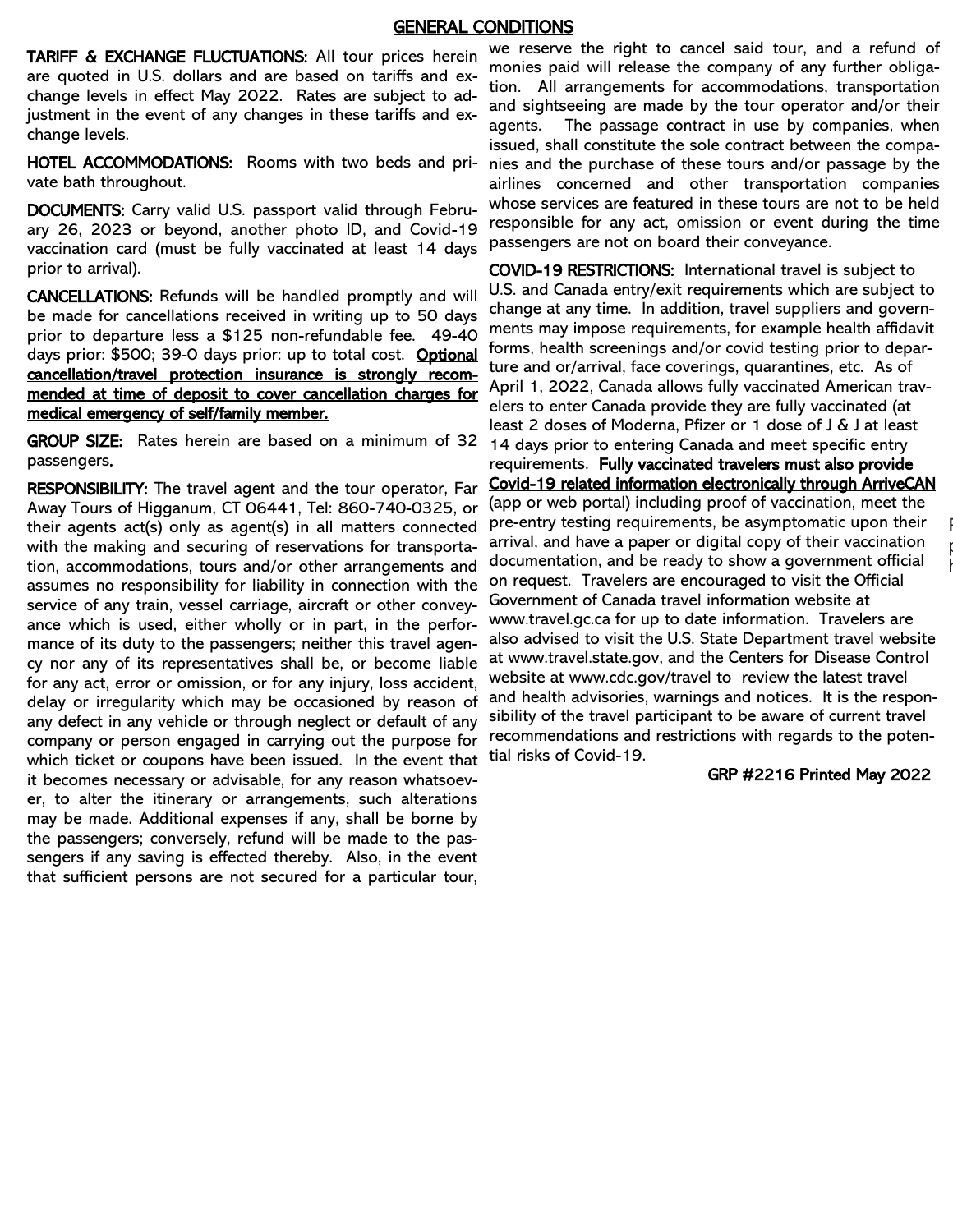# GENERAL CONDITIONS

**TARIFF & EXCHANGE FLUCTUATIONS:** All tour prices herein are quoted in U.S. dollars and are based on tariffs and exchange levels in effect May 2022. Rates are subject to adjustment in the event of any changes in these tariffs and exchange levels.

**HOTEL ACCOMMODATIONS:** Rooms with two beds and private bath throughout.

**DOCUMENTS:** Carry valid U.S. passport valid through February 26, 2023 or beyond, another photo ID, and Covid-19 vaccination card (must be fully vaccinated at least 14 days prior to arrival).

**CANCELLATIONS:** Refunds will be handled promptly and will be made for cancellations received in writing up to 50 days prior to departure less a $125 non-refundable fee. 49-40 days prior: $500; 39-0 days prior: up to total cost. **Optional cancellation/travel protection insurance is strongly recommended at time of deposit to cover cancellation charges for medical emergency of self/family member.**

**GROUP SIZE:** Rates herein are based on a minimum of 32 passengers.

**RESPONSIBILITY:** The travel agent and the tour operator, Far Away Tours of Higganum, CT 06441, Tel: 860-740-0325, or their agents act(s) only as agent(s) in all matters connected with the making and securing of reservations for transportation, accommodations, tours and/or other arrangements and assumes no responsibility for liability in connection with the service of any train, vessel carriage, aircraft or other conveyance which is used, either wholly or in part, in the performance of its duty to the passengers; neither this travel agency nor any of its representatives shall be, or become liable for any act, error or omission, or for any injury, loss accident, delay or irregularity which may be occasioned by reason of any defect in any vehicle or through neglect or default of any company or person engaged in carrying out the purpose for which ticket or coupons have been issued. In the event that it becomes necessary or advisable, for any reason whatsoever, to alter the itinerary or arrangements, such alterations may be made. Additional expenses if any, shall be borne by the passengers; conversely, refund will be made to the passengers if any saving is effected thereby. Also, in the event that sufficient persons are not secured for a particular tour, we reserve the right to cancel said tour, and a refund of monies paid will release the company of any further obligation. All arrangements for accommodations, transportation and sightseeing are made by the tour operator and/or their agents. The passage contract in use by companies, when issued, shall constitute the sole contract between the companies and the purchase of these tours and/or passage by the airlines concerned and other transportation companies whose services are featured in these tours are not to be held responsible for any act, omission or event during the time passengers are not on board their conveyance.

**COVID-19 RESTRICTIONS:** International travel is subject to U.S. and Canada entry/exit requirements which are subject to change at any time. In addition, travel suppliers and governments may impose requirements, for example health affidavit forms, health screenings and/or covid testing prior to departure and or/arrival, face coverings, quarantines, etc. As of April 1, 2022, Canada allows fully vaccinated American travelers to enter Canada provide they are fully vaccinated (at least 2 doses of Moderna, Pfizer or 1 dose of J & J at least 14 days prior to entering Canada and meet specific entry requirements. **Fully vaccinated travelers must also provide Covid-19 related information electronically through ArriveCAN** (app or web portal) including proof of vaccination, meet the pre-entry testing requirements, be asymptomatic upon their arrival, and have a paper or digital copy of their vaccination documentation, and be ready to show a government official on request. Travelers are encouraged to visit the Official Government of Canada travel information website at www.travel.gc.ca for up to date information. Travelers are also advised to visit the U.S. State Department travel website at www.travel.state.gov, and the Centers for Disease Control website at www.cdc.gov/travel to review the latest travel and health advisories, warnings and notices. It is the responsibility of the travel participant to be aware of current travel recommendations and restrictions with regards to the potential risks of Covid-19.

**GRP #2216 Printed May 2022**